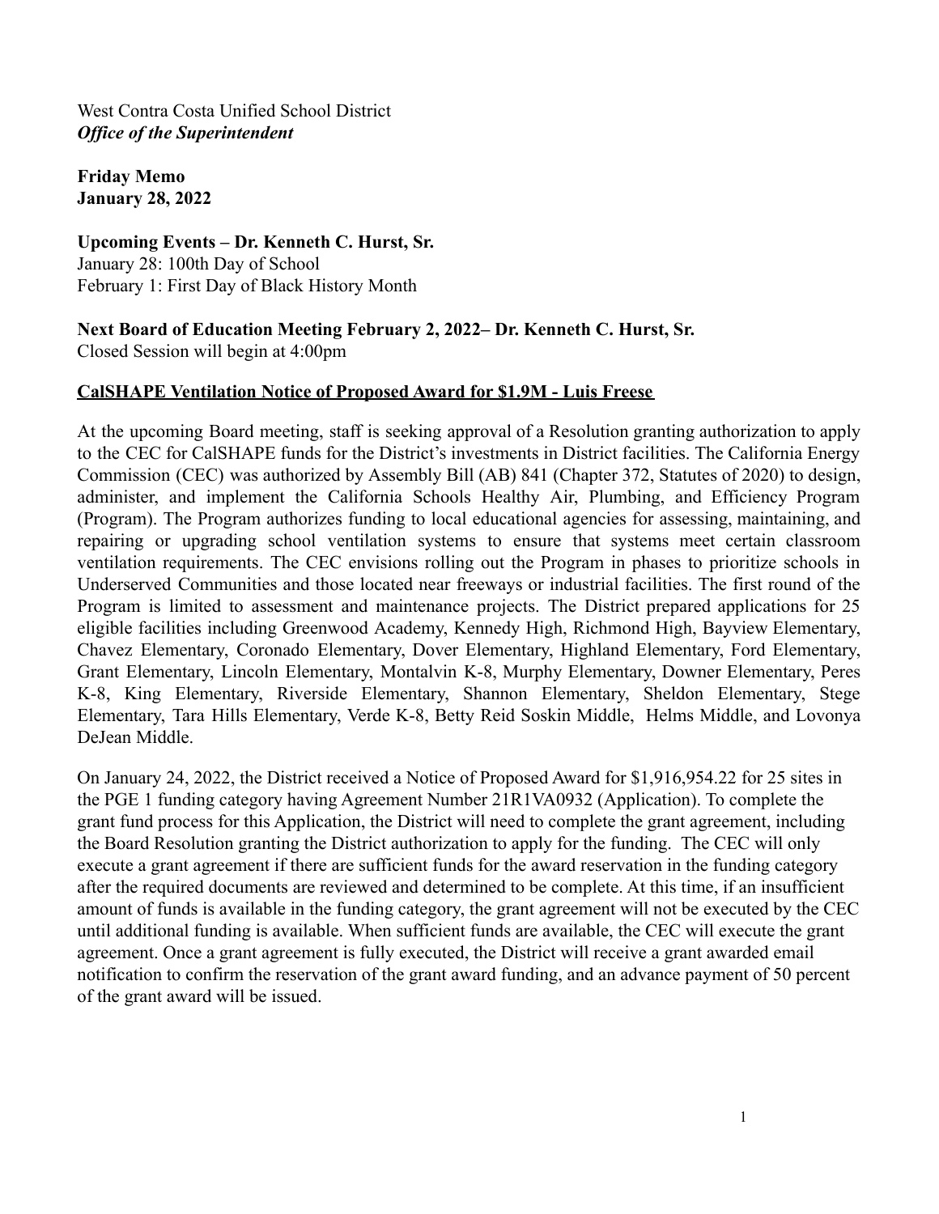West Contra Costa Unified School District
***Office of the Superintendent***

**Friday Memo**
**January 28, 2022**

**Upcoming Events – Dr. Kenneth C. Hurst, Sr.**
January 28: 100th Day of School
February 1: First Day of Black History Month

**Next Board of Education Meeting February 2, 2022– Dr. Kenneth C. Hurst, Sr.**
Closed Session will begin at 4:00pm

**CalSHAPE Ventilation Notice of Proposed Award for $1.9M - Luis Freese**

At the upcoming Board meeting, staff is seeking approval of a Resolution granting authorization to apply to the CEC for CalSHAPE funds for the District's investments in District facilities. The California Energy Commission (CEC) was authorized by Assembly Bill (AB) 841 (Chapter 372, Statutes of 2020) to design, administer, and implement the California Schools Healthy Air, Plumbing, and Efficiency Program (Program). The Program authorizes funding to local educational agencies for assessing, maintaining, and repairing or upgrading school ventilation systems to ensure that systems meet certain classroom ventilation requirements. The CEC envisions rolling out the Program in phases to prioritize schools in Underserved Communities and those located near freeways or industrial facilities. The first round of the Program is limited to assessment and maintenance projects. The District prepared applications for 25 eligible facilities including Greenwood Academy, Kennedy High, Richmond High, Bayview Elementary, Chavez Elementary, Coronado Elementary, Dover Elementary, Highland Elementary, Ford Elementary, Grant Elementary, Lincoln Elementary, Montalvin K-8, Murphy Elementary, Downer Elementary, Peres K-8, King Elementary, Riverside Elementary, Shannon Elementary, Sheldon Elementary, Stege Elementary, Tara Hills Elementary, Verde K-8, Betty Reid Soskin Middle, Helms Middle, and Lovonya DeJean Middle.

On January 24, 2022, the District received a Notice of Proposed Award for $1,916,954.22 for 25 sites in the PGE 1 funding category having Agreement Number 21R1VA0932 (Application). To complete the grant fund process for this Application, the District will need to complete the grant agreement, including the Board Resolution granting the District authorization to apply for the funding. The CEC will only execute a grant agreement if there are sufficient funds for the award reservation in the funding category after the required documents are reviewed and determined to be complete. At this time, if an insufficient amount of funds is available in the funding category, the grant agreement will not be executed by the CEC until additional funding is available. When sufficient funds are available, the CEC will execute the grant agreement. Once a grant agreement is fully executed, the District will receive a grant awarded email notification to confirm the reservation of the grant award funding, and an advance payment of 50 percent of the grant award will be issued.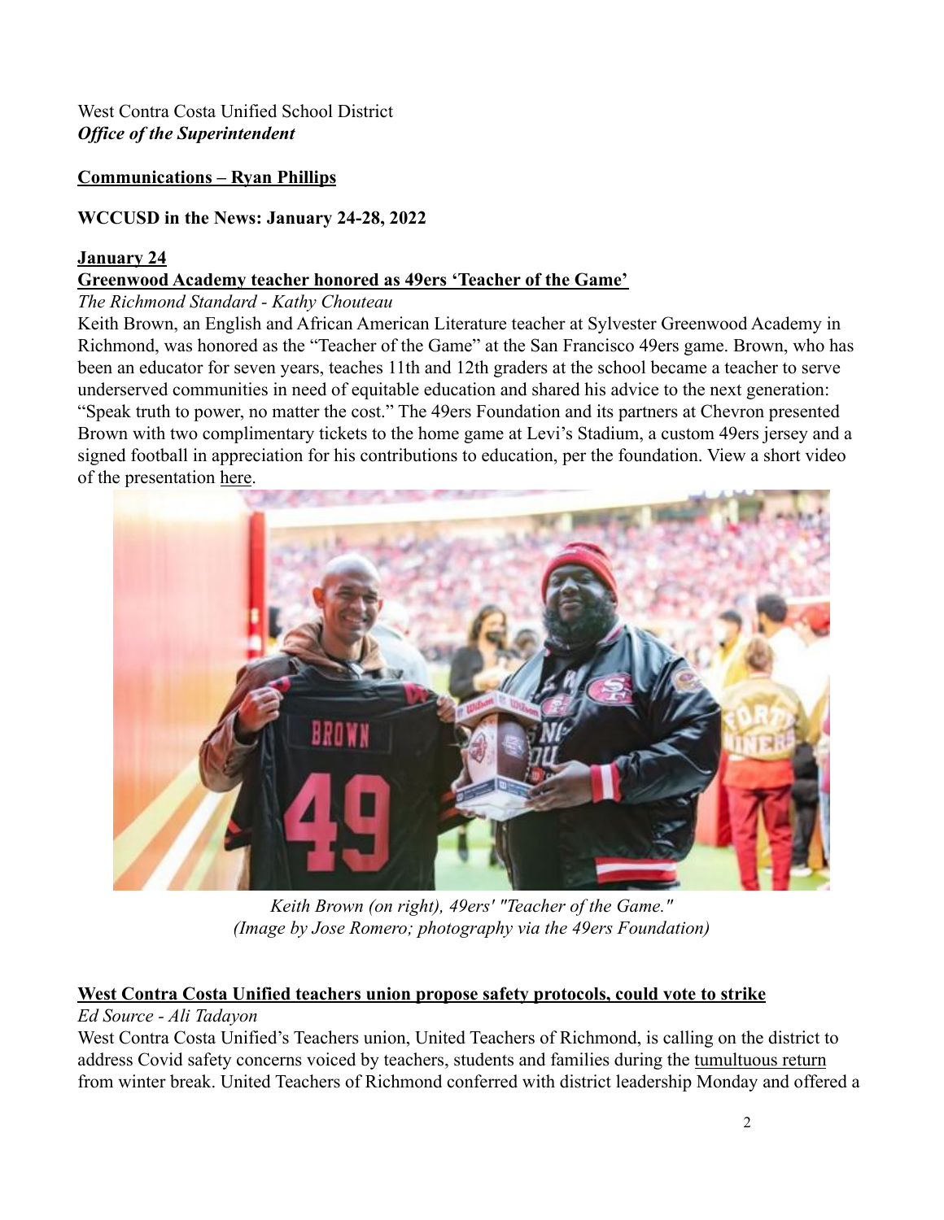West Contra Costa Unified School District
***Office of the Superintendent***

**Communications – Ryan Phillips**

**WCCUSD in the News: January 24-28, 2022**

**January 24**

**Greenwood Academy teacher honored as 49ers 'Teacher of the Game'**

*The Richmond Standard - Kathy Chouteau*

Keith Brown, an English and African American Literature teacher at Sylvester Greenwood Academy in Richmond, was honored as the "Teacher of the Game" at the San Francisco 49ers game. Brown, who has been an educator for seven years, teaches 11th and 12th graders at the school became a teacher to serve underserved communities in need of equitable education and shared his advice to the next generation: "Speak truth to power, no matter the cost." The 49ers Foundation and its partners at Chevron presented Brown with two complimentary tickets to the home game at Levi's Stadium, a custom 49ers jersey and a signed football in appreciation for his contributions to education, per the foundation. View a short video of the presentation here.

*Keith Brown (on right), 49ers' "Teacher of the Game."*
*(Image by Jose Romero; photography via the 49ers Foundation)*

**West Contra Costa Unified teachers union propose safety protocols, could vote to strike**

*Ed Source - Ali Tadayon*

West Contra Costa Unified's Teachers union, United Teachers of Richmond, is calling on the district to address Covid safety concerns voiced by teachers, students and families during the tumultuous return from winter break. United Teachers of Richmond conferred with district leadership Monday and offered a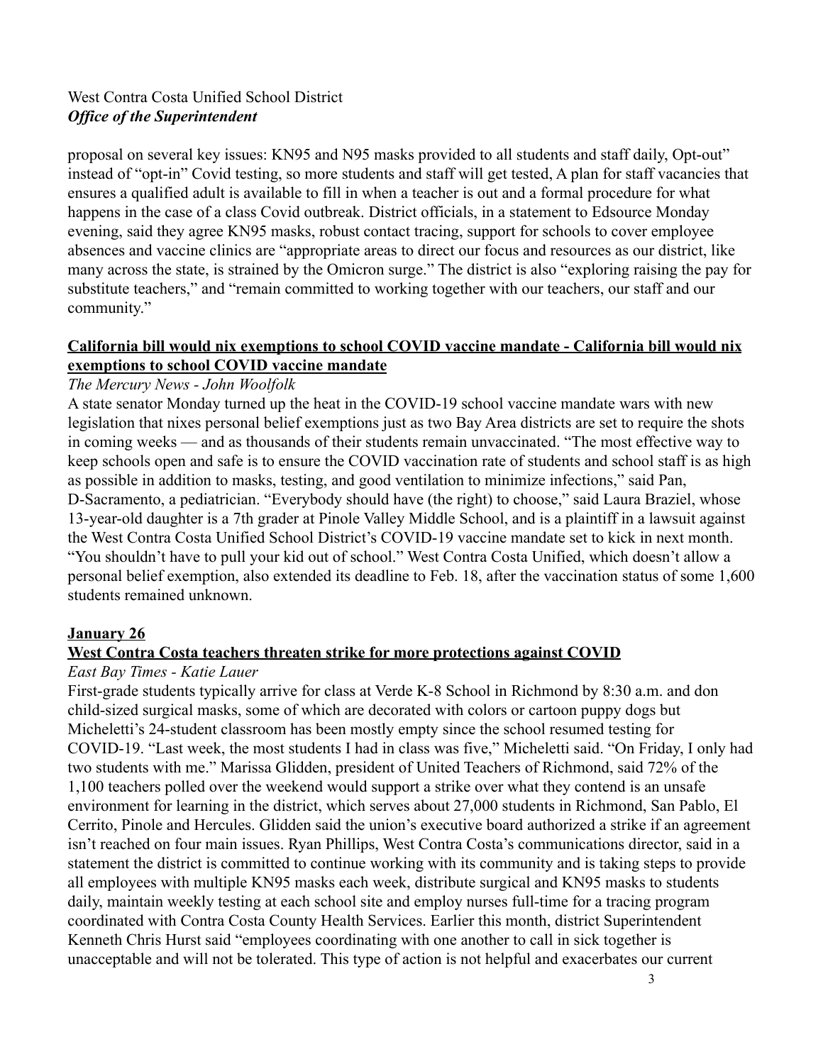proposal on several key issues: KN95 and N95 masks provided to all students and staff daily, Opt-out" instead of "opt-in" Covid testing, so more students and staff will get tested, A plan for staff vacancies that ensures a qualified adult is available to fill in when a teacher is out and a formal procedure for what happens in the case of a class Covid outbreak. District officials, in a statement to Edsource Monday evening, said they agree KN95 masks, robust contact tracing, support for schools to cover employee absences and vaccine clinics are "appropriate areas to direct our focus and resources as our district, like many across the state, is strained by the Omicron surge." The district is also "exploring raising the pay for substitute teachers," and "remain committed to working together with our teachers, our staff and our community."

**California bill would nix exemptions to school COVID vaccine mandate - California bill would nix exemptions to school COVID vaccine mandate**

*The Mercury News - John Woolfolk*

A state senator Monday turned up the heat in the COVID-19 school vaccine mandate wars with new legislation that nixes personal belief exemptions just as two Bay Area districts are set to require the shots in coming weeks — and as thousands of their students remain unvaccinated. "The most effective way to keep schools open and safe is to ensure the COVID vaccination rate of students and school staff is as high as possible in addition to masks, testing, and good ventilation to minimize infections," said Pan, D-Sacramento, a pediatrician. "Everybody should have (the right) to choose," said Laura Braziel, whose 13-year-old daughter is a 7th grader at Pinole Valley Middle School, and is a plaintiff in a lawsuit against the West Contra Costa Unified School District's COVID-19 vaccine mandate set to kick in next month. "You shouldn't have to pull your kid out of school." West Contra Costa Unified, which doesn't allow a personal belief exemption, also extended its deadline to Feb. 18, after the vaccination status of some 1,600 students remained unknown.

**January 26**

**West Contra Costa teachers threaten strike for more protections against COVID**

*East Bay Times - Katie Lauer*

First-grade students typically arrive for class at Verde K-8 School in Richmond by 8:30 a.m. and don child-sized surgical masks, some of which are decorated with colors or cartoon puppy dogs but Micheletti's 24-student classroom has been mostly empty since the school resumed testing for COVID-19. "Last week, the most students I had in class was five," Micheletti said. "On Friday, I only had two students with me." Marissa Glidden, president of United Teachers of Richmond, said 72% of the 1,100 teachers polled over the weekend would support a strike over what they contend is an unsafe environment for learning in the district, which serves about 27,000 students in Richmond, San Pablo, El Cerrito, Pinole and Hercules. Glidden said the union's executive board authorized a strike if an agreement isn't reached on four main issues. Ryan Phillips, West Contra Costa's communications director, said in a statement the district is committed to continue working with its community and is taking steps to provide all employees with multiple KN95 masks each week, distribute surgical and KN95 masks to students daily, maintain weekly testing at each school site and employ nurses full-time for a tracing program coordinated with Contra Costa County Health Services. Earlier this month, district Superintendent Kenneth Chris Hurst said "employees coordinating with one another to call in sick together is unacceptable and will not be tolerated. This type of action is not helpful and exacerbates our current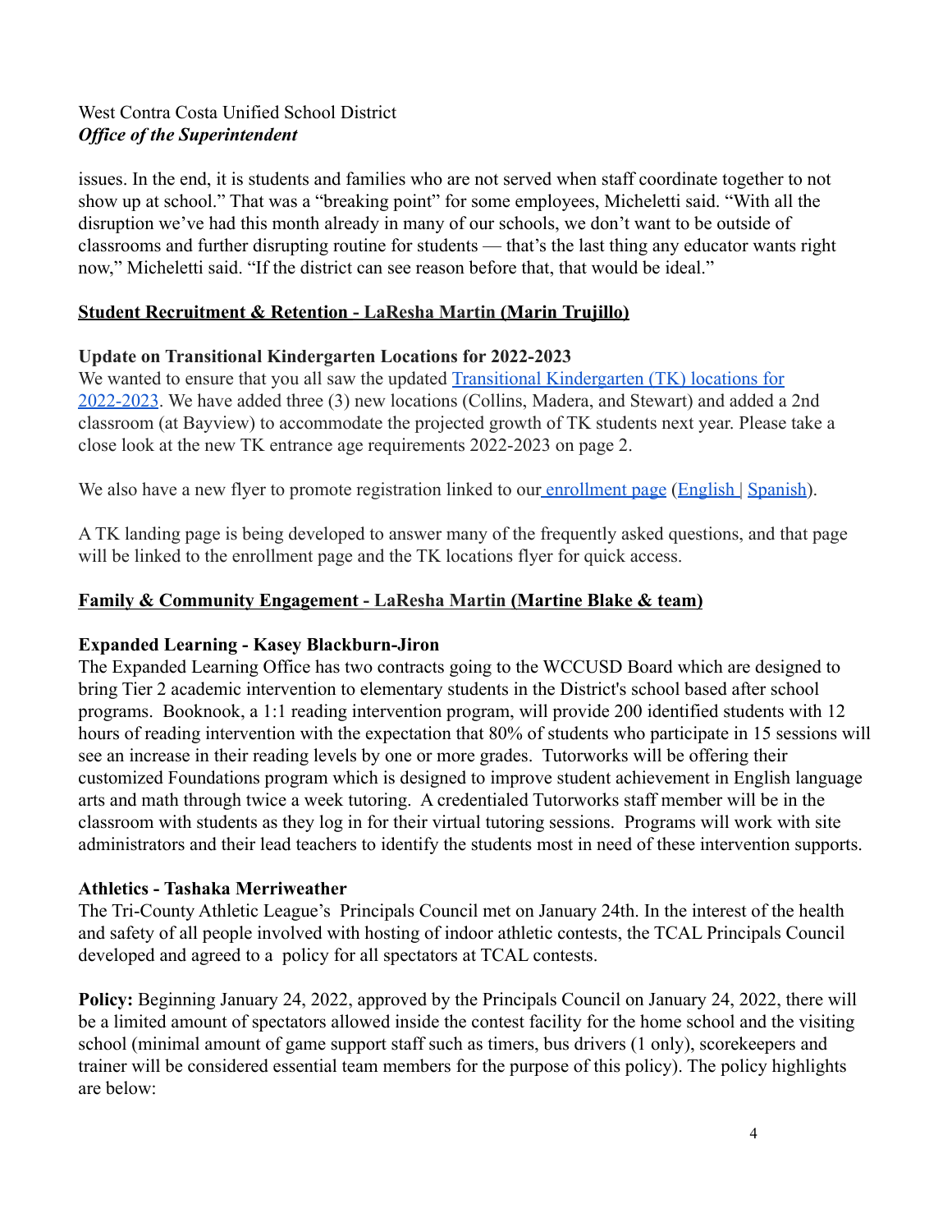issues. In the end, it is students and families who are not served when staff coordinate together to not show up at school." That was a "breaking point" for some employees, Micheletti said. "With all the disruption we've had this month already in many of our schools, we don't want to be outside of classrooms and further disrupting routine for students — that's the last thing any educator wants right now," Micheletti said. "If the district can see reason before that, that would be ideal."

## Student Recruitment & Retention - LaResha Martin (Marin Trujillo)

### Update on Transitional Kindergarten Locations for 2022-2023

We wanted to ensure that you all saw the updated Transitional Kindergarten (TK) locations for 2022-2023. We have added three (3) new locations (Collins, Madera, and Stewart) and added a 2nd classroom (at Bayview) to accommodate the projected growth of TK students next year. Please take a close look at the new TK entrance age requirements 2022-2023 on page 2.

We also have a new flyer to promote registration linked to our enrollment page (English | Spanish).

A TK landing page is being developed to answer many of the frequently asked questions, and that page will be linked to the enrollment page and the TK locations flyer for quick access.

## Family & Community Engagement - LaResha Martin (Martine Blake & team)

### Expanded Learning - Kasey Blackburn-Jiron

The Expanded Learning Office has two contracts going to the WCCUSD Board which are designed to bring Tier 2 academic intervention to elementary students in the District's school based after school programs. Booknook, a 1:1 reading intervention program, will provide 200 identified students with 12 hours of reading intervention with the expectation that 80% of students who participate in 15 sessions will see an increase in their reading levels by one or more grades. Tutorworks will be offering their customized Foundations program which is designed to improve student achievement in English language arts and math through twice a week tutoring. A credentialed Tutorworks staff member will be in the classroom with students as they log in for their virtual tutoring sessions. Programs will work with site administrators and their lead teachers to identify the students most in need of these intervention supports.

### Athletics - Tashaka Merriweather

The Tri-County Athletic League's Principals Council met on January 24th. In the interest of the health and safety of all people involved with hosting of indoor athletic contests, the TCAL Principals Council developed and agreed to a policy for all spectators at TCAL contests.

**Policy:** Beginning January 24, 2022, approved by the Principals Council on January 24, 2022, there will be a limited amount of spectators allowed inside the contest facility for the home school and the visiting school (minimal amount of game support staff such as timers, bus drivers (1 only), scorekeepers and trainer will be considered essential team members for the purpose of this policy). The policy highlights are below: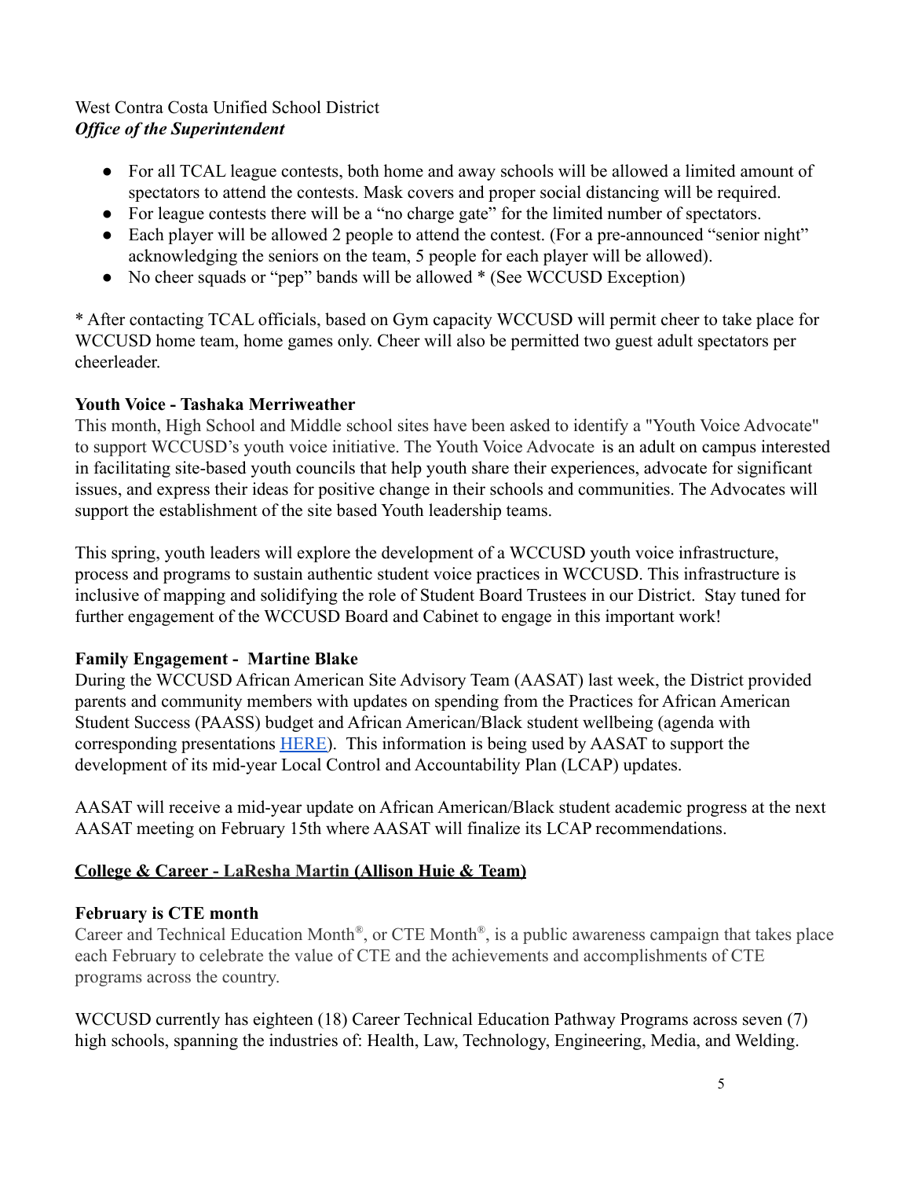West Contra Costa Unified School District
***Office of the Superintendent***

- For all TCAL league contests, both home and away schools will be allowed a limited amount of spectators to attend the contests. Mask covers and proper social distancing will be required.
- For league contests there will be a "no charge gate" for the limited number of spectators.
- Each player will be allowed 2 people to attend the contest. (For a pre-announced "senior night" acknowledging the seniors on the team, 5 people for each player will be allowed).
- No cheer squads or "pep" bands will be allowed * (See WCCUSD Exception)

* After contacting TCAL officials, based on Gym capacity WCCUSD will permit cheer to take place for WCCUSD home team, home games only. Cheer will also be permitted two guest adult spectators per cheerleader.

**Youth Voice - Tashaka Merriweather**

This month, High School and Middle school sites have been asked to identify a "Youth Voice Advocate" to support WCCUSD's youth voice initiative. The Youth Voice Advocate is an adult on campus interested in facilitating site-based youth councils that help youth share their experiences, advocate for significant issues, and express their ideas for positive change in their schools and communities. The Advocates will support the establishment of the site based Youth leadership teams.

This spring, youth leaders will explore the development of a WCCUSD youth voice infrastructure, process and programs to sustain authentic student voice practices in WCCUSD. This infrastructure is inclusive of mapping and solidifying the role of Student Board Trustees in our District. Stay tuned for further engagement of the WCCUSD Board and Cabinet to engage in this important work!

**Family Engagement - Martine Blake**

During the WCCUSD African American Site Advisory Team (AASAT) last week, the District provided parents and community members with updates on spending from the Practices for African American Student Success (PAASS) budget and African American/Black student wellbeing (agenda with corresponding presentations HERE). This information is being used by AASAT to support the development of its mid-year Local Control and Accountability Plan (LCAP) updates.

AASAT will receive a mid-year update on African American/Black student academic progress at the next AASAT meeting on February 15th where AASAT will finalize its LCAP recommendations.

**College & Career - LaResha Martin (Allison Huie & Team)**

**February is CTE month**

Career and Technical Education Month®, or CTE Month®, is a public awareness campaign that takes place each February to celebrate the value of CTE and the achievements and accomplishments of CTE programs across the country.

WCCUSD currently has eighteen (18) Career Technical Education Pathway Programs across seven (7) high schools, spanning the industries of: Health, Law, Technology, Engineering, Media, and Welding.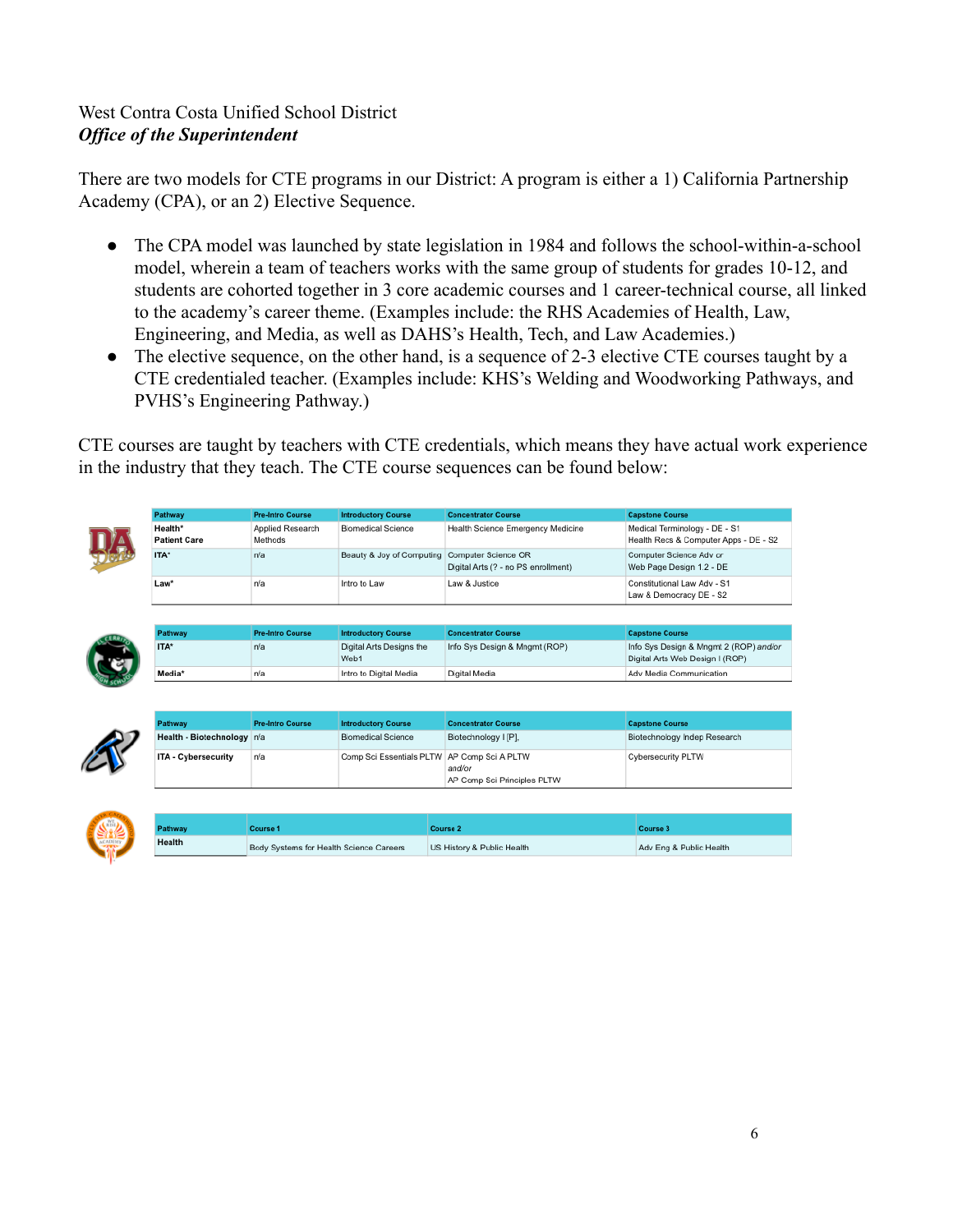West Contra Costa Unified School District
***Office of the Superintendent***

There are two models for CTE programs in our District: A program is either a 1) California Partnership Academy (CPA), or an 2) Elective Sequence.

- The CPA model was launched by state legislation in 1984 and follows the school-within-a-school model, wherein a team of teachers works with the same group of students for grades 10-12, and students are cohorted together in 3 core academic courses and 1 career-technical course, all linked to the academy's career theme. (Examples include: the RHS Academies of Health, Law, Engineering, and Media, as well as DAHS's Health, Tech, and Law Academies.)
- The elective sequence, on the other hand, is a sequence of 2-3 elective CTE courses taught by a CTE credentialed teacher. (Examples include: KHS's Welding and Woodworking Pathways, and PVHS's Engineering Pathway.)

CTE courses are taught by teachers with CTE credentials, which means they have actual work experience in the industry that they teach. The CTE course sequences can be found below:

| Pathway | Pre-Intro Course | Introductory Course | Concentrator Course | Capstone Course |
|---|---|---|---|---|
| Health* Patient Care | Applied Research Methods | Biomedical Science | Health Science Emergency Medicine | Medical Terminology - DE - S1<br>Health Recs & Computer Apps - DE - S2 |
| ITA* | n/a | Beauty & Joy of Computing | Computer Science OR<br>Digital Arts (? - no PS enrollment) | Computer Science Adv or<br>Web Page Design 1.2 - DE |
| Law* | n/a | Intro to Law | Law & Justice | Constitutional Law Adv - S1<br>Law & Democracy DE - S2 |

| Pathway | Pre-Intro Course | Introductory Course | Concentrator Course | Capstone Course |
|---|---|---|---|---|
| ITA* | n/a | Digital Arts Designs the Web1 | Info Sys Design & Mngmt (ROP) | Info Sys Design & Mngmt 2 (ROP) *and/or*<br>Digital Arts Web Design I (ROP) |
| Media* | n/a | Intro to Digital Media | Digital Media | Adv Media Communication |

| Pathway | Pre-Intro Course | Introductory Course | Concentrator Course | Capstone Course |
|---|---|---|---|---|
| Health - Biotechnology | n/a | Biomedical Science | Biotechnology I [P], | Biotechnology Indep Research |
| ITA - Cybersecurity | n/a | Comp Sci Essentials PLTW | AP Comp Sci A PLTW<br>*and/or*<br>AP Comp Sci Principles PLTW | Cybersecurity PLTW |

| Pathway | Course 1 | Course 2 | Course 3 |
|---|---|---|---|
| Health | Body Systems for Health Science Careers | US History & Public Health | Adv Eng & Public Health |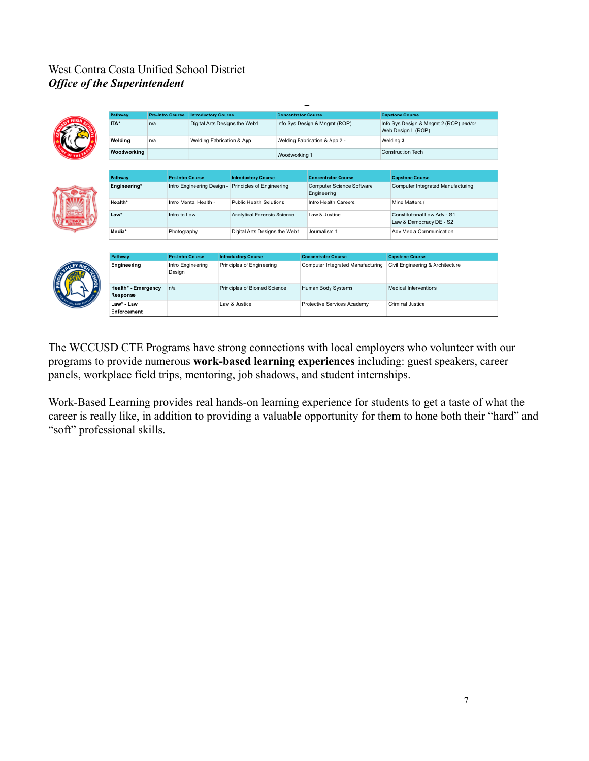West Contra Costa Unified School District
*Office of the Superintendent*

| Pathway | Pre-Intro Course | Introductory Course | Concentrator Course | Capstone Course |
|---|---|---|---|---|
| ITA* | n/a | Digital Arts Designs the Web1 | Info Sys Design & Mngmt (ROP) | Info Sys Design & Mngmt 2 (ROP) *and/or* Web Design II (ROP) |
| Welding | n/a | Welding Fabrication & App | Welding Fabrication & App 2 - | Welding 3 |
| Woodworking | | | Woodworking 1 | Construction Tech |

| Pathway | Pre-Intro Course | Introductory Course | Concentrator Course | Capstone Course |
|---|---|---|---|---|
| Engineering* | Intro Engineering Design - | Principles of Engineering | Computer Science Software Engineering | Computer Integrated Manufacturing |
| Health* | Intro Mental Health - | Public Health Solutions | Intro Health Careers | Mind Matters ( |
| Law* | Intro to Law | Analytical Forensic Science | Law & Justice | Constitutional Law Adv - S1 Law & Democracy DE - S2 |
| Media* | Photography | Digital Arts Designs the Web1 | Journalism 1 | Adv Media Communication |

| Pathway | Pre-Intro Course | Introductory Course | Concentrator Course | Capstone Course |
|---|---|---|---|---|
| Engineering | Intro Engineering Design | Principles of Engineering | Computer Integrated Manufacturing | Civil Engineering & Architecture |
| Health* - Emergency Response | n/a | Principles of Biomed Science | Human Body Systems | Medical Interventions |
| Law* - Law Enforcement | | Law & Justice | Protective Services Academy | Criminal Justice |

The WCCUSD CTE Programs have strong connections with local employers who volunteer with our programs to provide numerous **work-based learning experiences** including: guest speakers, career panels, workplace field trips, mentoring, job shadows, and student internships.

Work-Based Learning provides real hands-on learning experience for students to get a taste of what the career is really like, in addition to providing a valuable opportunity for them to hone both their "hard" and "soft" professional skills.